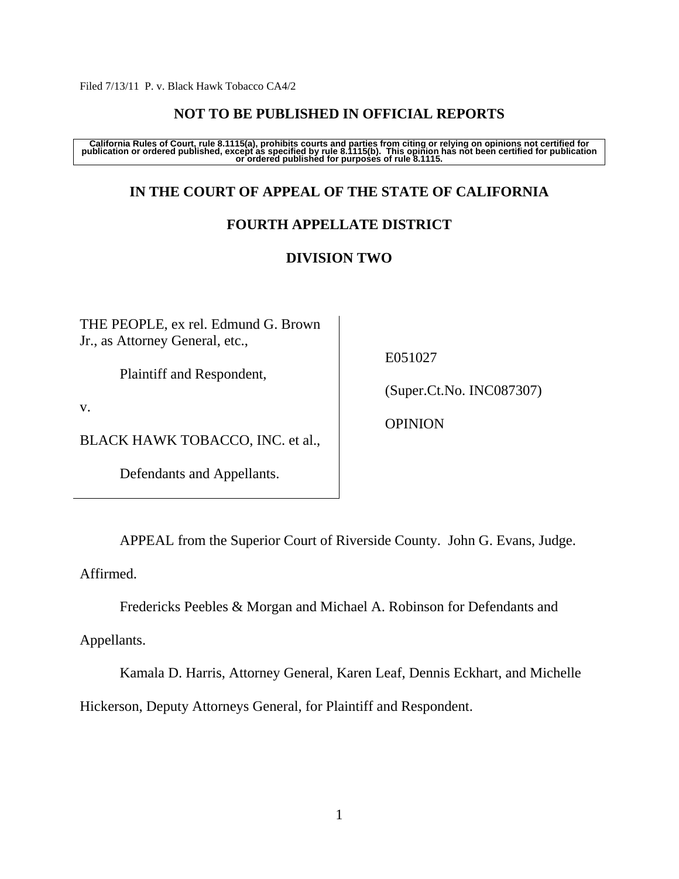Filed 7/13/11 P. v. Black Hawk Tobacco CA4/2

**NOT TO BE PUBLISHED IN OFFICIAL REPORTS**

**California Rules of Court, rule 8.1115(a), prohibits courts and parties from citing or relying on opinions not certified for publication or ordered published, except as specified by rule 8.1115(b). This opinion has not been certified for publication or ordered published for purposes of rule 8.1115.**

**IN THE COURT OF APPEAL OF THE STATE OF CALIFORNIA**

**FOURTH APPELLATE DISTRICT**

**DIVISION TWO**

THE PEOPLE, ex rel. Edmund G. Brown Jr., as Attorney General, etc.,

Plaintiff and Respondent,

v.

BLACK HAWK TOBACCO, INC. et al.,

Defendants and Appellants.

E051027

(Super.Ct.No. INC087307)

OPINION

APPEAL from the Superior Court of Riverside County. John G. Evans, Judge. Affirmed.

Fredericks Peebles & Morgan and Michael A. Robinson for Defendants and Appellants.

Kamala D. Harris, Attorney General, Karen Leaf, Dennis Eckhart, and Michelle Hickerson, Deputy Attorneys General, for Plaintiff and Respondent.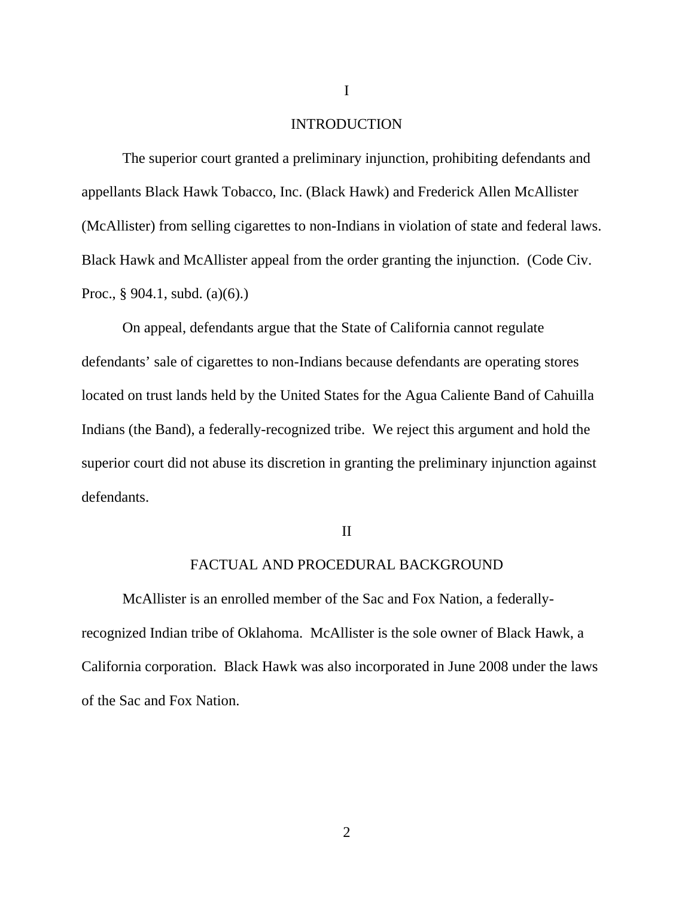# I

# INTRODUCTION

The superior court granted a preliminary injunction, prohibiting defendants and appellants Black Hawk Tobacco, Inc. (Black Hawk) and Frederick Allen McAllister (McAllister) from selling cigarettes to non-Indians in violation of state and federal laws. Black Hawk and McAllister appeal from the order granting the injunction. (Code Civ. Proc., § 904.1, subd. (a)(6).)

On appeal, defendants argue that the State of California cannot regulate defendants' sale of cigarettes to non-Indians because defendants are operating stores located on trust lands held by the United States for the Agua Caliente Band of Cahuilla Indians (the Band), a federally-recognized tribe. We reject this argument and hold the superior court did not abuse its discretion in granting the preliminary injunction against defendants.

# II

# FACTUAL AND PROCEDURAL BACKGROUND

McAllister is an enrolled member of the Sac and Fox Nation, a federally-recognized Indian tribe of Oklahoma. McAllister is the sole owner of Black Hawk, a California corporation. Black Hawk was also incorporated in June 2008 under the laws of the Sac and Fox Nation.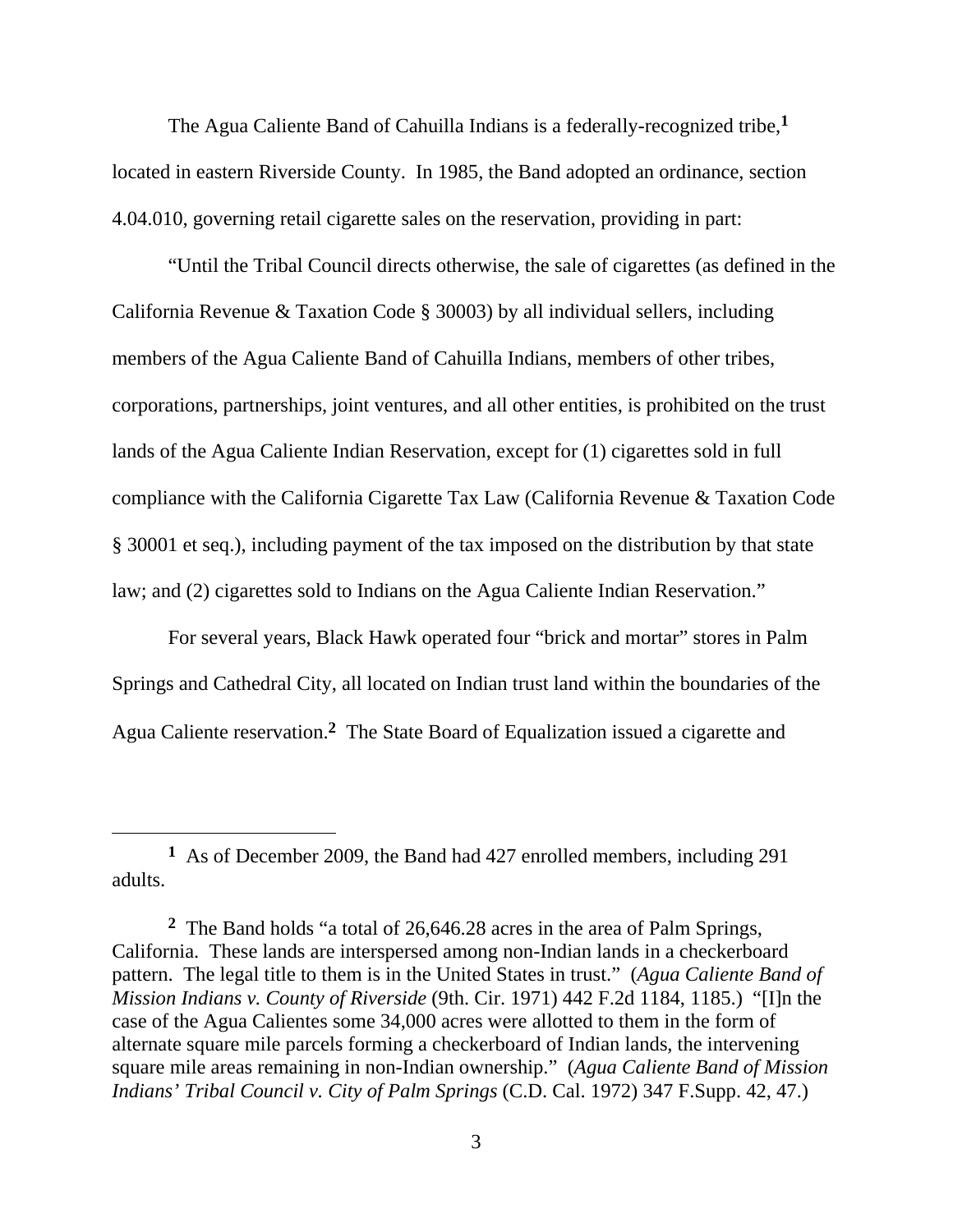The Agua Caliente Band of Cahuilla Indians is a federally-recognized tribe,[1] located in eastern Riverside County. In 1985, the Band adopted an ordinance, section 4.04.010, governing retail cigarette sales on the reservation, providing in part:

"Until the Tribal Council directs otherwise, the sale of cigarettes (as defined in the California Revenue & Taxation Code § 30003) by all individual sellers, including members of the Agua Caliente Band of Cahuilla Indians, members of other tribes, corporations, partnerships, joint ventures, and all other entities, is prohibited on the trust lands of the Agua Caliente Indian Reservation, except for (1) cigarettes sold in full compliance with the California Cigarette Tax Law (California Revenue & Taxation Code § 30001 et seq.), including payment of the tax imposed on the distribution by that state law; and (2) cigarettes sold to Indians on the Agua Caliente Indian Reservation."

For several years, Black Hawk operated four "brick and mortar" stores in Palm Springs and Cathedral City, all located on Indian trust land within the boundaries of the Agua Caliente reservation.[2] The State Board of Equalization issued a cigarette and

---

[1] As of December 2009, the Band had 427 enrolled members, including 291 adults.

[2] The Band holds "a total of 26,646.28 acres in the area of Palm Springs, California. These lands are interspersed among non-Indian lands in a checkerboard pattern. The legal title to them is in the United States in trust." (*Agua Caliente Band of Mission Indians v. County of Riverside* (9th. Cir. 1971) 442 F.2d 1184, 1185.) "[I]n the case of the Agua Calientes some 34,000 acres were allotted to them in the form of alternate square mile parcels forming a checkerboard of Indian lands, the intervening square mile areas remaining in non-Indian ownership." (*Agua Caliente Band of Mission Indians' Tribal Council v. City of Palm Springs* (C.D. Cal. 1972) 347 F.Supp. 42, 47.)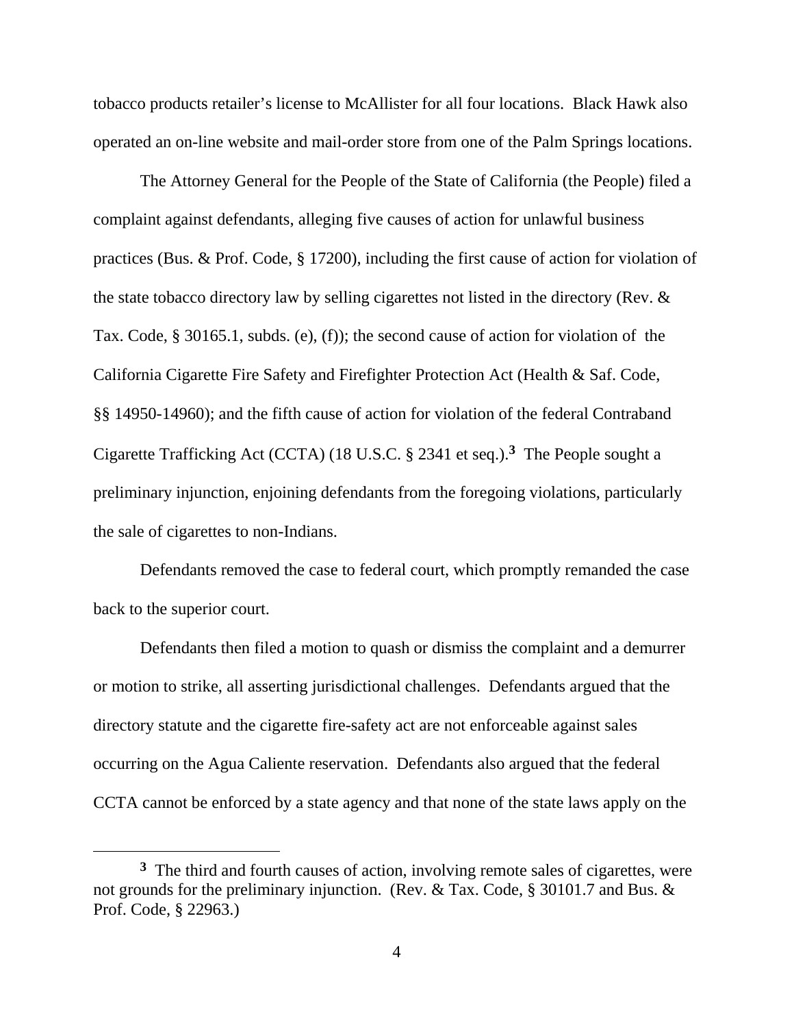tobacco products retailer's license to McAllister for all four locations. Black Hawk also operated an on-line website and mail-order store from one of the Palm Springs locations.

The Attorney General for the People of the State of California (the People) filed a complaint against defendants, alleging five causes of action for unlawful business practices (Bus. & Prof. Code, § 17200), including the first cause of action for violation of the state tobacco directory law by selling cigarettes not listed in the directory (Rev. & Tax. Code, § 30165.1, subds. (e), (f)); the second cause of action for violation of the California Cigarette Fire Safety and Firefighter Protection Act (Health & Saf. Code, §§ 14950-14960); and the fifth cause of action for violation of the federal Contraband Cigarette Trafficking Act (CCTA) (18 U.S.C. § 2341 et seq.).[3] The People sought a preliminary injunction, enjoining defendants from the foregoing violations, particularly the sale of cigarettes to non-Indians.

Defendants removed the case to federal court, which promptly remanded the case back to the superior court.

Defendants then filed a motion to quash or dismiss the complaint and a demurrer or motion to strike, all asserting jurisdictional challenges. Defendants argued that the directory statute and the cigarette fire-safety act are not enforceable against sales occurring on the Agua Caliente reservation. Defendants also argued that the federal CCTA cannot be enforced by a state agency and that none of the state laws apply on the

---

[3] The third and fourth causes of action, involving remote sales of cigarettes, were not grounds for the preliminary injunction. (Rev. & Tax. Code, § 30101.7 and Bus. & Prof. Code, § 22963.)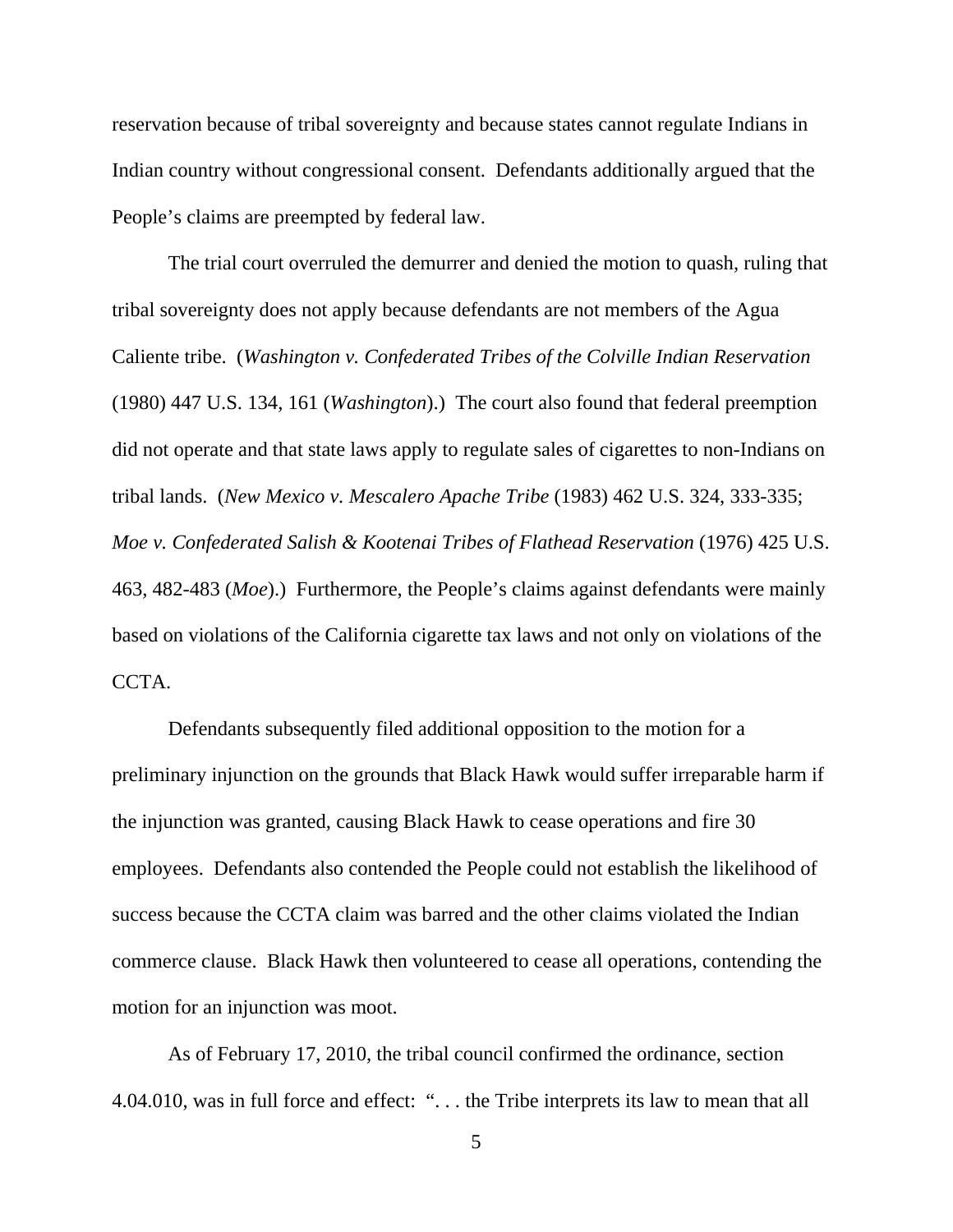reservation because of tribal sovereignty and because states cannot regulate Indians in Indian country without congressional consent. Defendants additionally argued that the People's claims are preempted by federal law.

The trial court overruled the demurrer and denied the motion to quash, ruling that tribal sovereignty does not apply because defendants are not members of the Agua Caliente tribe. (*Washington v. Confederated Tribes of the Colville Indian Reservation* (1980) 447 U.S. 134, 161 (*Washington*).) The court also found that federal preemption did not operate and that state laws apply to regulate sales of cigarettes to non-Indians on tribal lands. (*New Mexico v. Mescalero Apache Tribe* (1983) 462 U.S. 324, 333-335; *Moe v. Confederated Salish & Kootenai Tribes of Flathead Reservation* (1976) 425 U.S. 463, 482-483 (*Moe*).) Furthermore, the People's claims against defendants were mainly based on violations of the California cigarette tax laws and not only on violations of the CCTA.

Defendants subsequently filed additional opposition to the motion for a preliminary injunction on the grounds that Black Hawk would suffer irreparable harm if the injunction was granted, causing Black Hawk to cease operations and fire 30 employees. Defendants also contended the People could not establish the likelihood of success because the CCTA claim was barred and the other claims violated the Indian commerce clause. Black Hawk then volunteered to cease all operations, contending the motion for an injunction was moot.

As of February 17, 2010, the tribal council confirmed the ordinance, section 4.04.010, was in full force and effect: ". . . the Tribe interprets its law to mean that all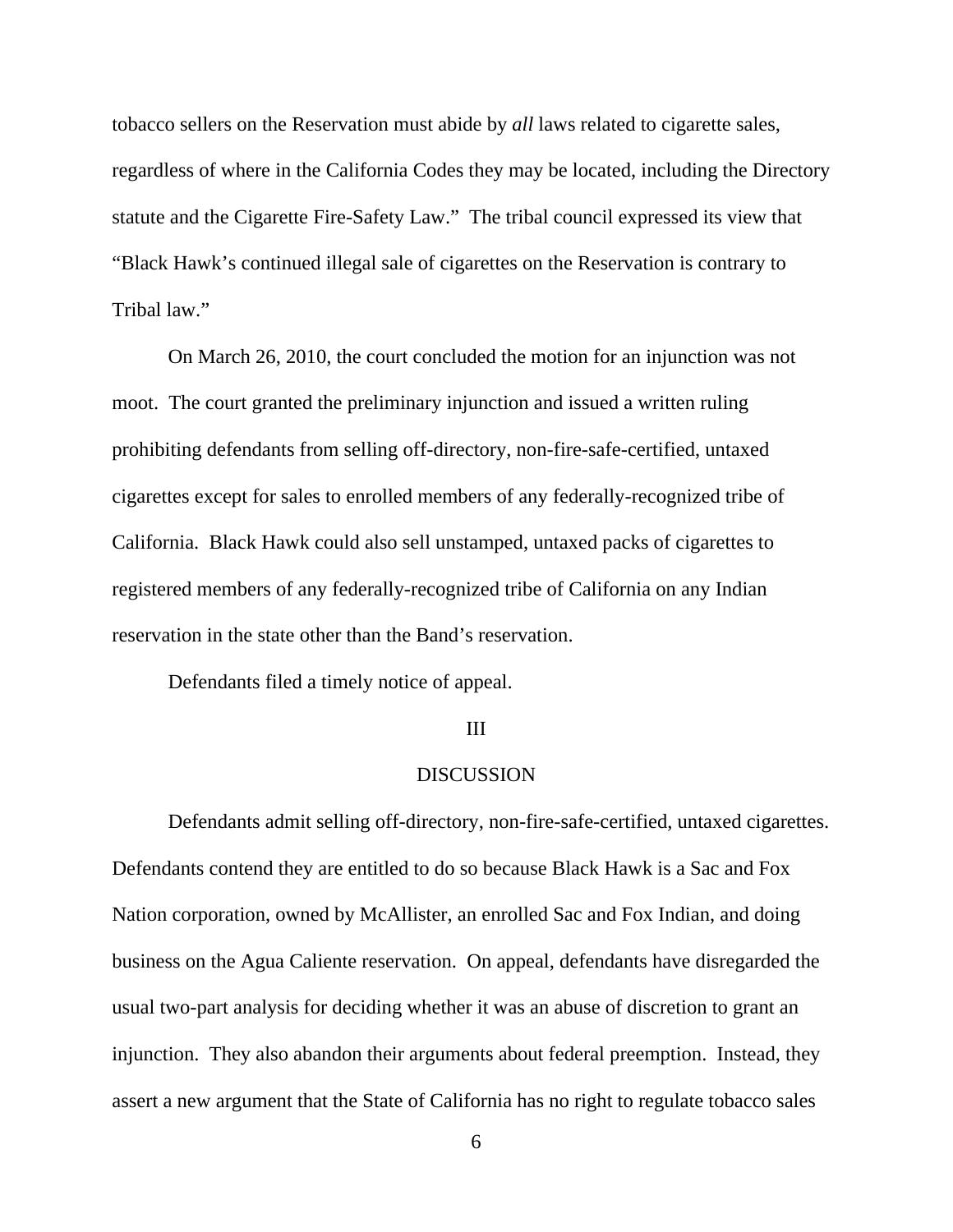tobacco sellers on the Reservation must abide by *all* laws related to cigarette sales, regardless of where in the California Codes they may be located, including the Directory statute and the Cigarette Fire-Safety Law." The tribal council expressed its view that "Black Hawk's continued illegal sale of cigarettes on the Reservation is contrary to Tribal law."

On March 26, 2010, the court concluded the motion for an injunction was not moot. The court granted the preliminary injunction and issued a written ruling prohibiting defendants from selling off-directory, non-fire-safe-certified, untaxed cigarettes except for sales to enrolled members of any federally-recognized tribe of California. Black Hawk could also sell unstamped, untaxed packs of cigarettes to registered members of any federally-recognized tribe of California on any Indian reservation in the state other than the Band's reservation.

Defendants filed a timely notice of appeal.

## III

## DISCUSSION

Defendants admit selling off-directory, non-fire-safe-certified, untaxed cigarettes. Defendants contend they are entitled to do so because Black Hawk is a Sac and Fox Nation corporation, owned by McAllister, an enrolled Sac and Fox Indian, and doing business on the Agua Caliente reservation. On appeal, defendants have disregarded the usual two-part analysis for deciding whether it was an abuse of discretion to grant an injunction. They also abandon their arguments about federal preemption. Instead, they assert a new argument that the State of California has no right to regulate tobacco sales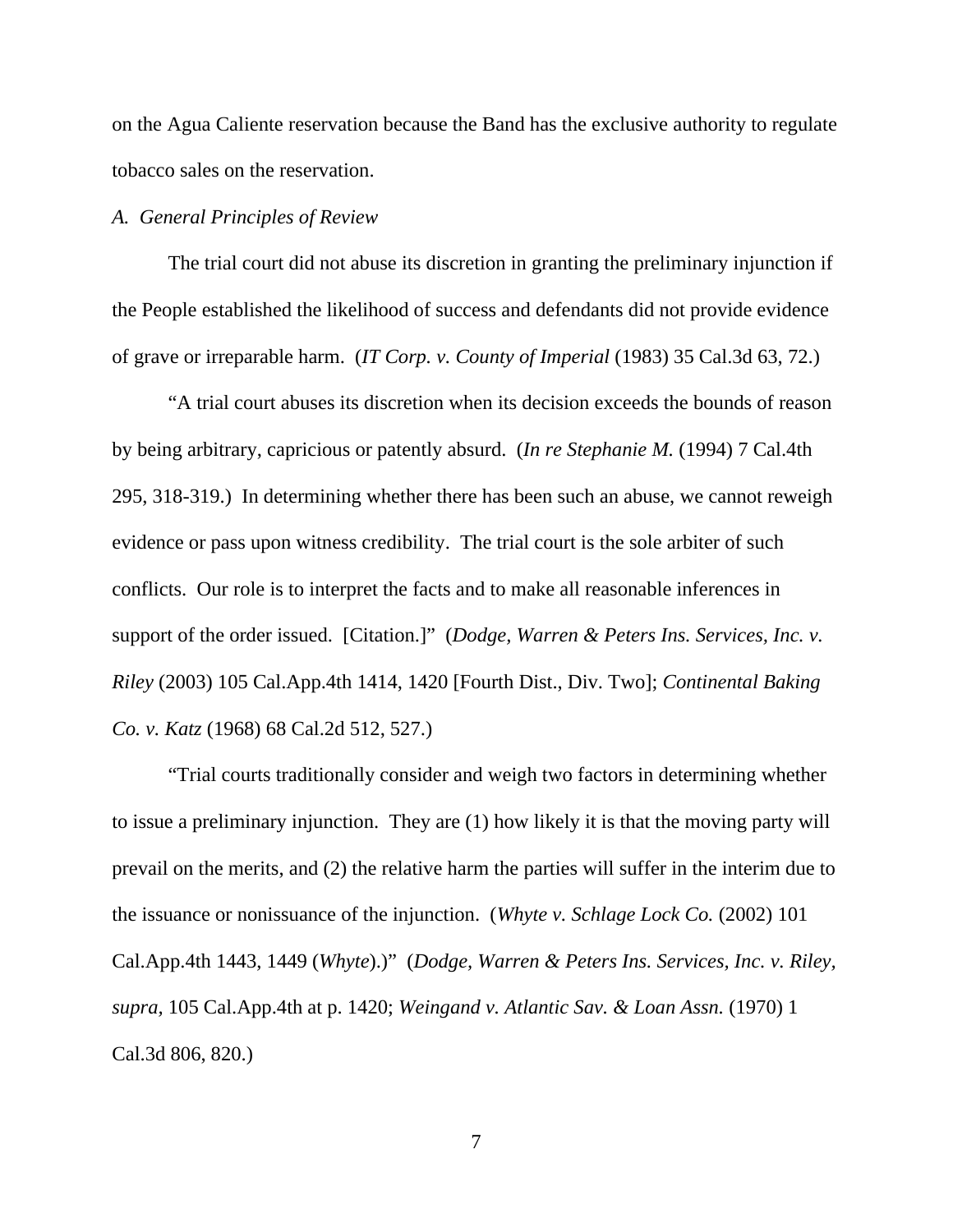on the Agua Caliente reservation because the Band has the exclusive authority to regulate tobacco sales on the reservation.

*A. General Principles of Review*

The trial court did not abuse its discretion in granting the preliminary injunction if the People established the likelihood of success and defendants did not provide evidence of grave or irreparable harm. (*IT Corp. v. County of Imperial* (1983) 35 Cal.3d 63, 72.)

"A trial court abuses its discretion when its decision exceeds the bounds of reason by being arbitrary, capricious or patently absurd. (*In re Stephanie M.* (1994) 7 Cal.4th 295, 318-319.) In determining whether there has been such an abuse, we cannot reweigh evidence or pass upon witness credibility. The trial court is the sole arbiter of such conflicts. Our role is to interpret the facts and to make all reasonable inferences in support of the order issued. [Citation.]" (*Dodge, Warren & Peters Ins. Services, Inc. v. Riley* (2003) 105 Cal.App.4th 1414, 1420 [Fourth Dist., Div. Two]; *Continental Baking Co. v. Katz* (1968) 68 Cal.2d 512, 527.)

"Trial courts traditionally consider and weigh two factors in determining whether to issue a preliminary injunction. They are (1) how likely it is that the moving party will prevail on the merits, and (2) the relative harm the parties will suffer in the interim due to the issuance or nonissuance of the injunction. (*Whyte v. Schlage Lock Co.* (2002) 101 Cal.App.4th 1443, 1449 (*Whyte*).)" (*Dodge, Warren & Peters Ins. Services, Inc. v. Riley, supra,* 105 Cal.App.4th at p. 1420; *Weingand v. Atlantic Sav. & Loan Assn.* (1970) 1 Cal.3d 806, 820.)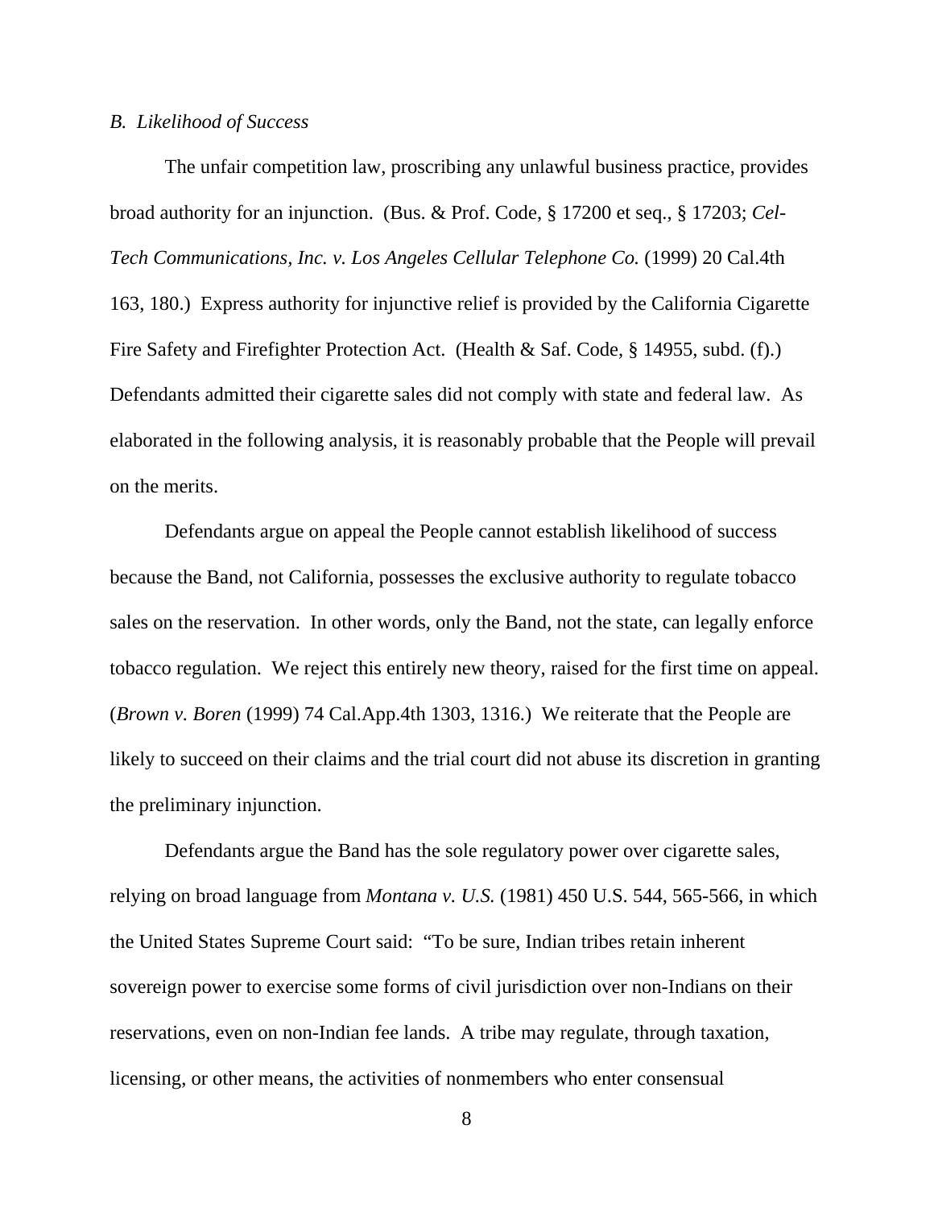*B. Likelihood of Success*

The unfair competition law, proscribing any unlawful business practice, provides broad authority for an injunction. (Bus. & Prof. Code, § 17200 et seq., § 17203; *Cel-Tech Communications, Inc. v. Los Angeles Cellular Telephone Co.* (1999) 20 Cal.4th 163, 180.) Express authority for injunctive relief is provided by the California Cigarette Fire Safety and Firefighter Protection Act. (Health & Saf. Code, § 14955, subd. (f).) Defendants admitted their cigarette sales did not comply with state and federal law. As elaborated in the following analysis, it is reasonably probable that the People will prevail on the merits.

Defendants argue on appeal the People cannot establish likelihood of success because the Band, not California, possesses the exclusive authority to regulate tobacco sales on the reservation. In other words, only the Band, not the state, can legally enforce tobacco regulation. We reject this entirely new theory, raised for the first time on appeal. (*Brown v. Boren* (1999) 74 Cal.App.4th 1303, 1316.) We reiterate that the People are likely to succeed on their claims and the trial court did not abuse its discretion in granting the preliminary injunction.

Defendants argue the Band has the sole regulatory power over cigarette sales, relying on broad language from *Montana v. U.S.* (1981) 450 U.S. 544, 565-566, in which the United States Supreme Court said: "To be sure, Indian tribes retain inherent sovereign power to exercise some forms of civil jurisdiction over non-Indians on their reservations, even on non-Indian fee lands. A tribe may regulate, through taxation, licensing, or other means, the activities of nonmembers who enter consensual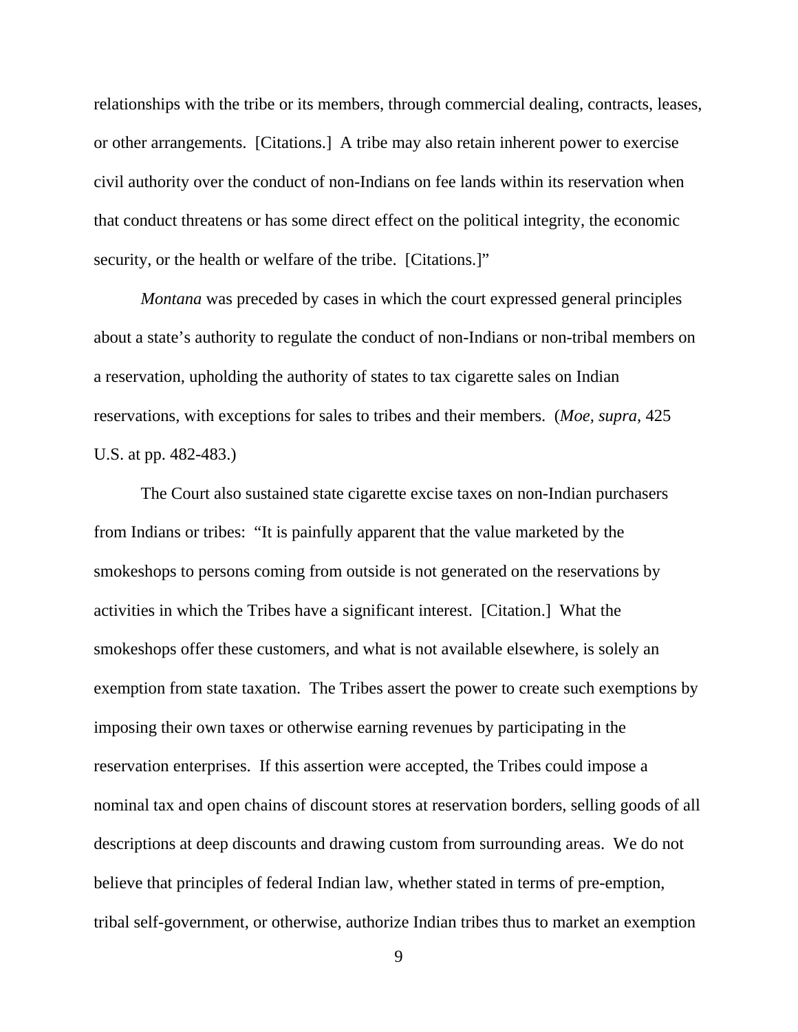relationships with the tribe or its members, through commercial dealing, contracts, leases, or other arrangements. [Citations.] A tribe may also retain inherent power to exercise civil authority over the conduct of non-Indians on fee lands within its reservation when that conduct threatens or has some direct effect on the political integrity, the economic security, or the health or welfare of the tribe. [Citations.]"

*Montana* was preceded by cases in which the court expressed general principles about a state's authority to regulate the conduct of non-Indians or non-tribal members on a reservation, upholding the authority of states to tax cigarette sales on Indian reservations, with exceptions for sales to tribes and their members. (*Moe, supra,* 425 U.S. at pp. 482-483.)

The Court also sustained state cigarette excise taxes on non-Indian purchasers from Indians or tribes: "It is painfully apparent that the value marketed by the smokeshops to persons coming from outside is not generated on the reservations by activities in which the Tribes have a significant interest. [Citation.] What the smokeshops offer these customers, and what is not available elsewhere, is solely an exemption from state taxation. The Tribes assert the power to create such exemptions by imposing their own taxes or otherwise earning revenues by participating in the reservation enterprises. If this assertion were accepted, the Tribes could impose a nominal tax and open chains of discount stores at reservation borders, selling goods of all descriptions at deep discounts and drawing custom from surrounding areas. We do not believe that principles of federal Indian law, whether stated in terms of pre-emption, tribal self-government, or otherwise, authorize Indian tribes thus to market an exemption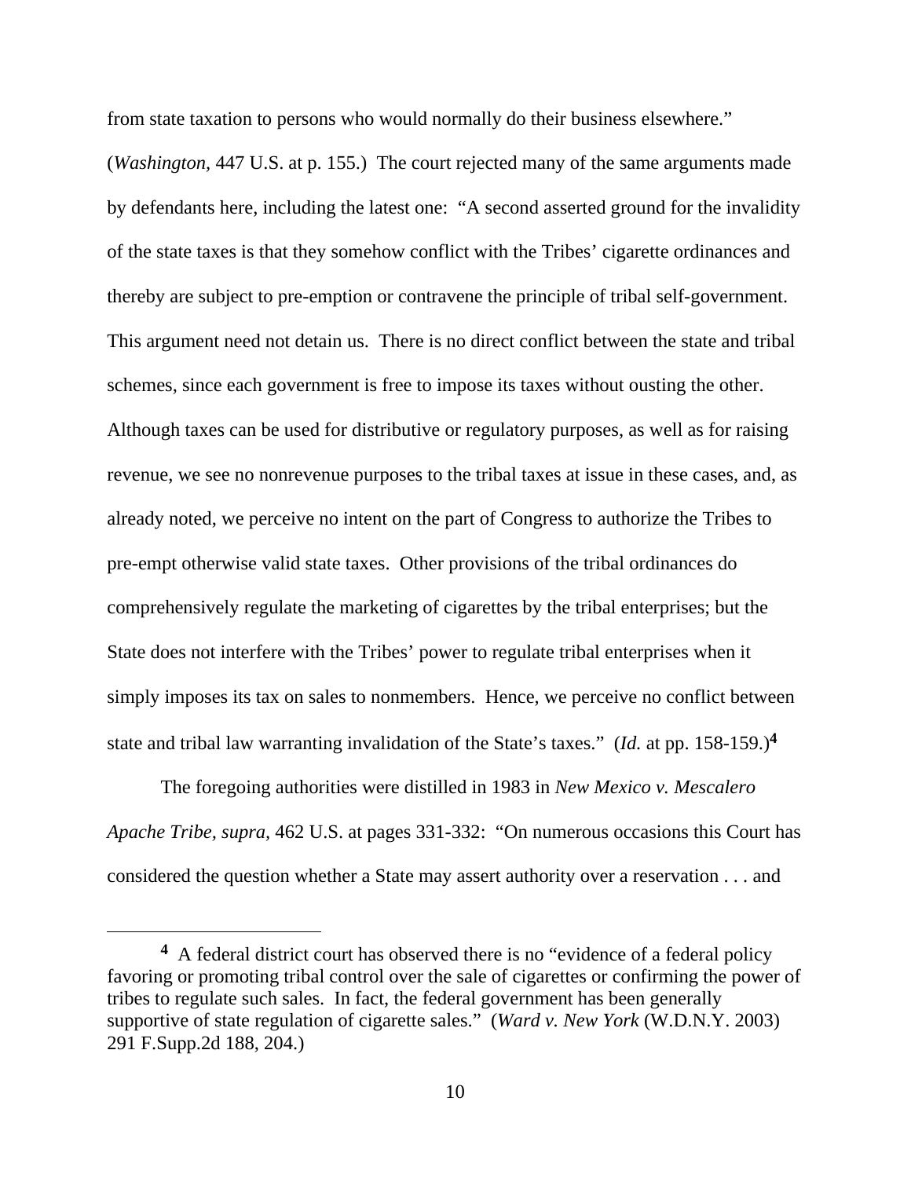from state taxation to persons who would normally do their business elsewhere." (*Washington*, 447 U.S. at p. 155.) The court rejected many of the same arguments made by defendants here, including the latest one: "A second asserted ground for the invalidity of the state taxes is that they somehow conflict with the Tribes' cigarette ordinances and thereby are subject to pre-emption or contravene the principle of tribal self-government. This argument need not detain us. There is no direct conflict between the state and tribal schemes, since each government is free to impose its taxes without ousting the other. Although taxes can be used for distributive or regulatory purposes, as well as for raising revenue, we see no nonrevenue purposes to the tribal taxes at issue in these cases, and, as already noted, we perceive no intent on the part of Congress to authorize the Tribes to pre-empt otherwise valid state taxes. Other provisions of the tribal ordinances do comprehensively regulate the marketing of cigarettes by the tribal enterprises; but the State does not interfere with the Tribes' power to regulate tribal enterprises when it simply imposes its tax on sales to nonmembers. Hence, we perceive no conflict between state and tribal law warranting invalidation of the State's taxes." (*Id.* at pp. 158-159.)[4]

The foregoing authorities were distilled in 1983 in *New Mexico v. Mescalero Apache Tribe, supra*, 462 U.S. at pages 331-332: "On numerous occasions this Court has considered the question whether a State may assert authority over a reservation . . . and

---

[4] A federal district court has observed there is no "evidence of a federal policy favoring or promoting tribal control over the sale of cigarettes or confirming the power of tribes to regulate such sales. In fact, the federal government has been generally supportive of state regulation of cigarette sales." (*Ward v. New York* (W.D.N.Y. 2003) 291 F.Supp.2d 188, 204.)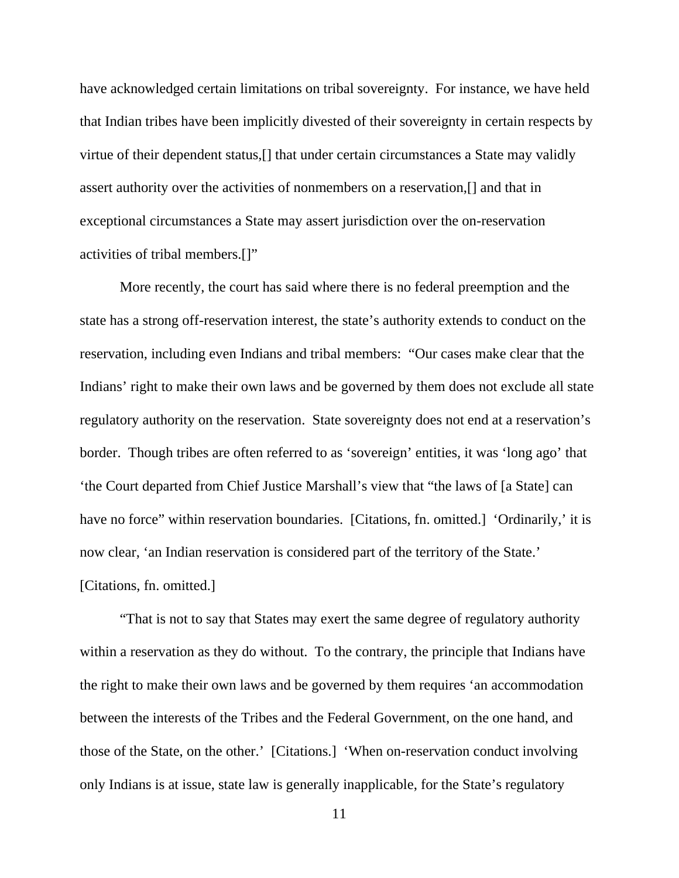have acknowledged certain limitations on tribal sovereignty. For instance, we have held that Indian tribes have been implicitly divested of their sovereignty in certain respects by virtue of their dependent status,[] that under certain circumstances a State may validly assert authority over the activities of nonmembers on a reservation,[] and that in exceptional circumstances a State may assert jurisdiction over the on-reservation activities of tribal members.[]"

More recently, the court has said where there is no federal preemption and the state has a strong off-reservation interest, the state's authority extends to conduct on the reservation, including even Indians and tribal members: "Our cases make clear that the Indians' right to make their own laws and be governed by them does not exclude all state regulatory authority on the reservation. State sovereignty does not end at a reservation's border. Though tribes are often referred to as 'sovereign' entities, it was 'long ago' that 'the Court departed from Chief Justice Marshall's view that "the laws of [a State] can have no force" within reservation boundaries. [Citations, fn. omitted.] 'Ordinarily,' it is now clear, 'an Indian reservation is considered part of the territory of the State.' [Citations, fn. omitted.]

"That is not to say that States may exert the same degree of regulatory authority within a reservation as they do without. To the contrary, the principle that Indians have the right to make their own laws and be governed by them requires 'an accommodation between the interests of the Tribes and the Federal Government, on the one hand, and those of the State, on the other.' [Citations.] 'When on-reservation conduct involving only Indians is at issue, state law is generally inapplicable, for the State's regulatory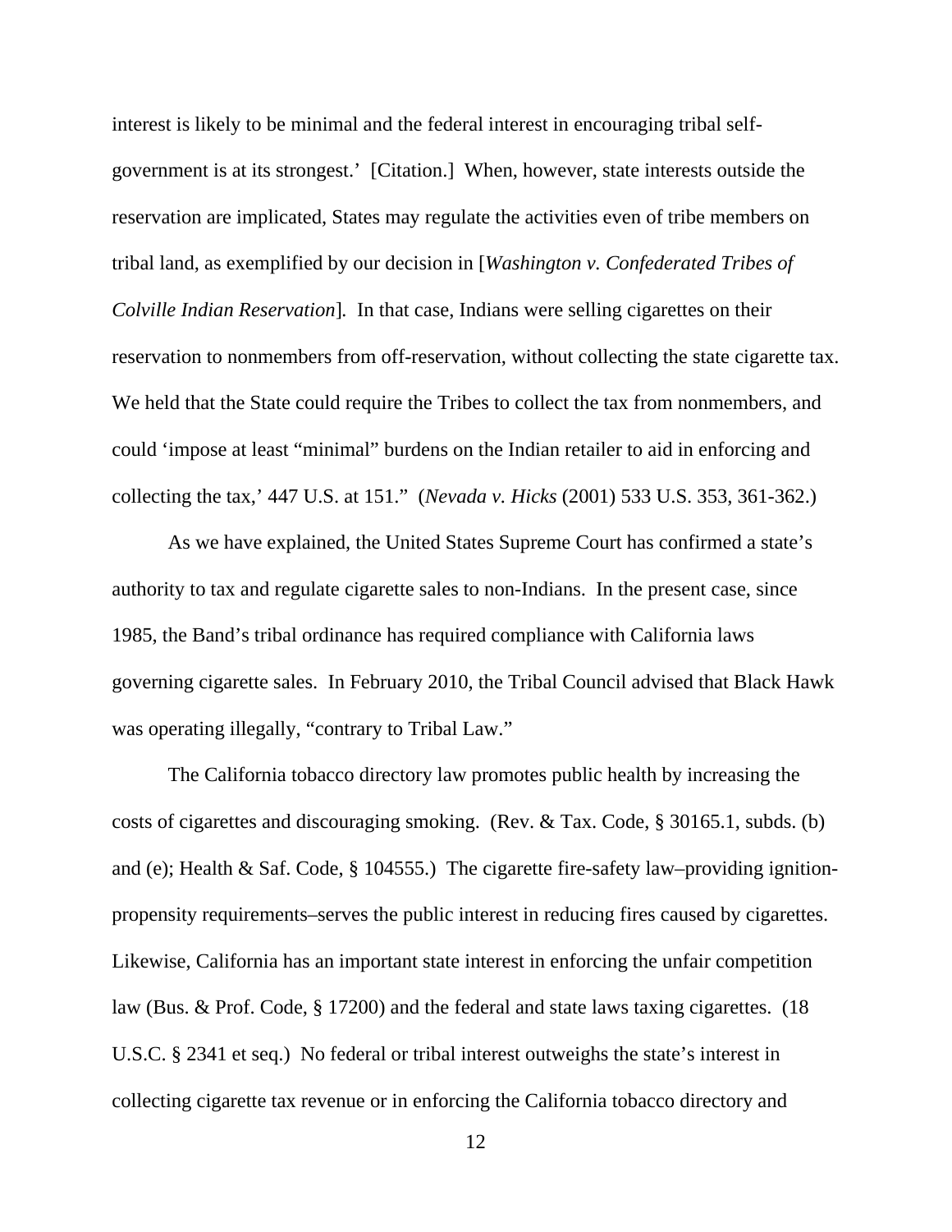interest is likely to be minimal and the federal interest in encouraging tribal self-government is at its strongest.' [Citation.] When, however, state interests outside the reservation are implicated, States may regulate the activities even of tribe members on tribal land, as exemplified by our decision in [*Washington v. Confederated Tribes of Colville Indian Reservation*]. In that case, Indians were selling cigarettes on their reservation to nonmembers from off-reservation, without collecting the state cigarette tax. We held that the State could require the Tribes to collect the tax from nonmembers, and could 'impose at least "minimal" burdens on the Indian retailer to aid in enforcing and collecting the tax,' 447 U.S. at 151." (*Nevada v. Hicks* (2001) 533 U.S. 353, 361-362.)

As we have explained, the United States Supreme Court has confirmed a state's authority to tax and regulate cigarette sales to non-Indians. In the present case, since 1985, the Band's tribal ordinance has required compliance with California laws governing cigarette sales. In February 2010, the Tribal Council advised that Black Hawk was operating illegally, "contrary to Tribal Law."

The California tobacco directory law promotes public health by increasing the costs of cigarettes and discouraging smoking. (Rev. & Tax. Code, § 30165.1, subds. (b) and (e); Health & Saf. Code, § 104555.) The cigarette fire-safety law–providing ignition-propensity requirements–serves the public interest in reducing fires caused by cigarettes. Likewise, California has an important state interest in enforcing the unfair competition law (Bus. & Prof. Code, § 17200) and the federal and state laws taxing cigarettes. (18 U.S.C. § 2341 et seq.) No federal or tribal interest outweighs the state's interest in collecting cigarette tax revenue or in enforcing the California tobacco directory and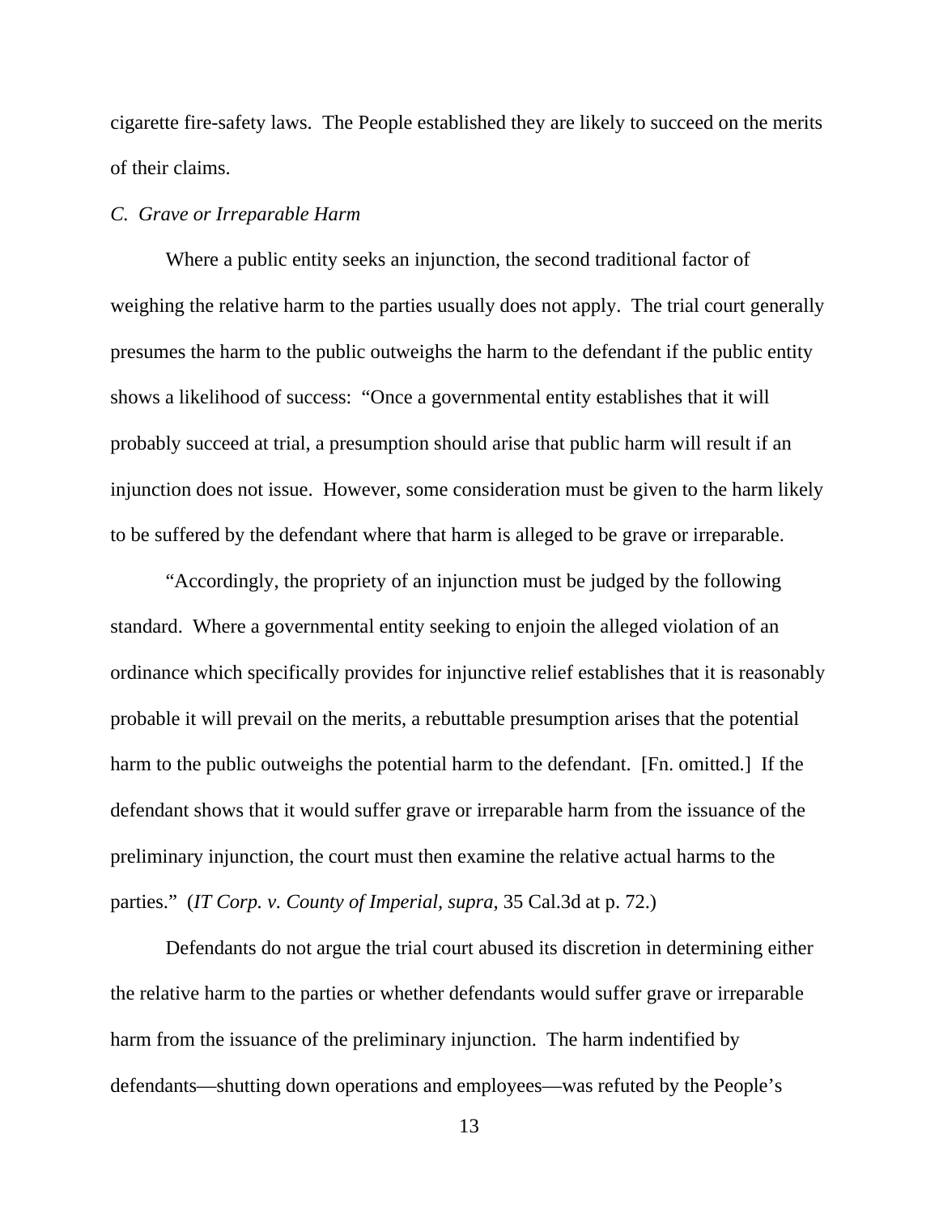cigarette fire-safety laws. The People established they are likely to succeed on the merits of their claims.

*C. Grave or Irreparable Harm*

Where a public entity seeks an injunction, the second traditional factor of weighing the relative harm to the parties usually does not apply. The trial court generally presumes the harm to the public outweighs the harm to the defendant if the public entity shows a likelihood of success: "Once a governmental entity establishes that it will probably succeed at trial, a presumption should arise that public harm will result if an injunction does not issue. However, some consideration must be given to the harm likely to be suffered by the defendant where that harm is alleged to be grave or irreparable.

"Accordingly, the propriety of an injunction must be judged by the following standard. Where a governmental entity seeking to enjoin the alleged violation of an ordinance which specifically provides for injunctive relief establishes that it is reasonably probable it will prevail on the merits, a rebuttable presumption arises that the potential harm to the public outweighs the potential harm to the defendant. [Fn. omitted.] If the defendant shows that it would suffer grave or irreparable harm from the issuance of the preliminary injunction, the court must then examine the relative actual harms to the parties." (*IT Corp. v. County of Imperial*, *supra*, 35 Cal.3d at p. 72.)

Defendants do not argue the trial court abused its discretion in determining either the relative harm to the parties or whether defendants would suffer grave or irreparable harm from the issuance of the preliminary injunction. The harm indentified by defendants—shutting down operations and employees—was refuted by the People's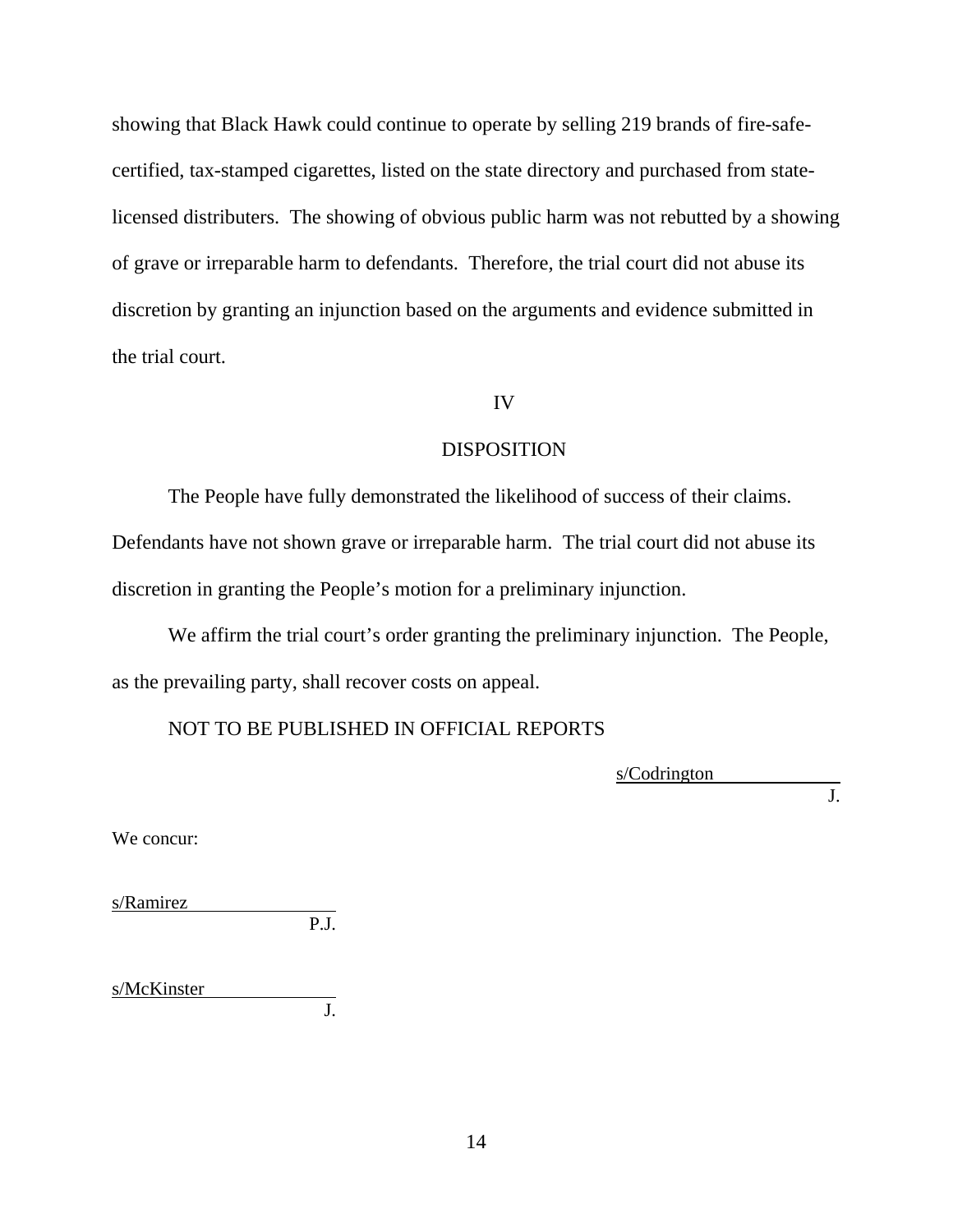showing that Black Hawk could continue to operate by selling 219 brands of fire-safe-certified, tax-stamped cigarettes, listed on the state directory and purchased from state-licensed distributers. The showing of obvious public harm was not rebutted by a showing of grave or irreparable harm to defendants. Therefore, the trial court did not abuse its discretion by granting an injunction based on the arguments and evidence submitted in the trial court.

## IV

## DISPOSITION

The People have fully demonstrated the likelihood of success of their claims. Defendants have not shown grave or irreparable harm. The trial court did not abuse its discretion in granting the People's motion for a preliminary injunction.

We affirm the trial court's order granting the preliminary injunction. The People, as the prevailing party, shall recover costs on appeal.

NOT TO BE PUBLISHED IN OFFICIAL REPORTS

s/Codrington
J.

We concur:

s/Ramirez
P.J.

s/McKinster
J.